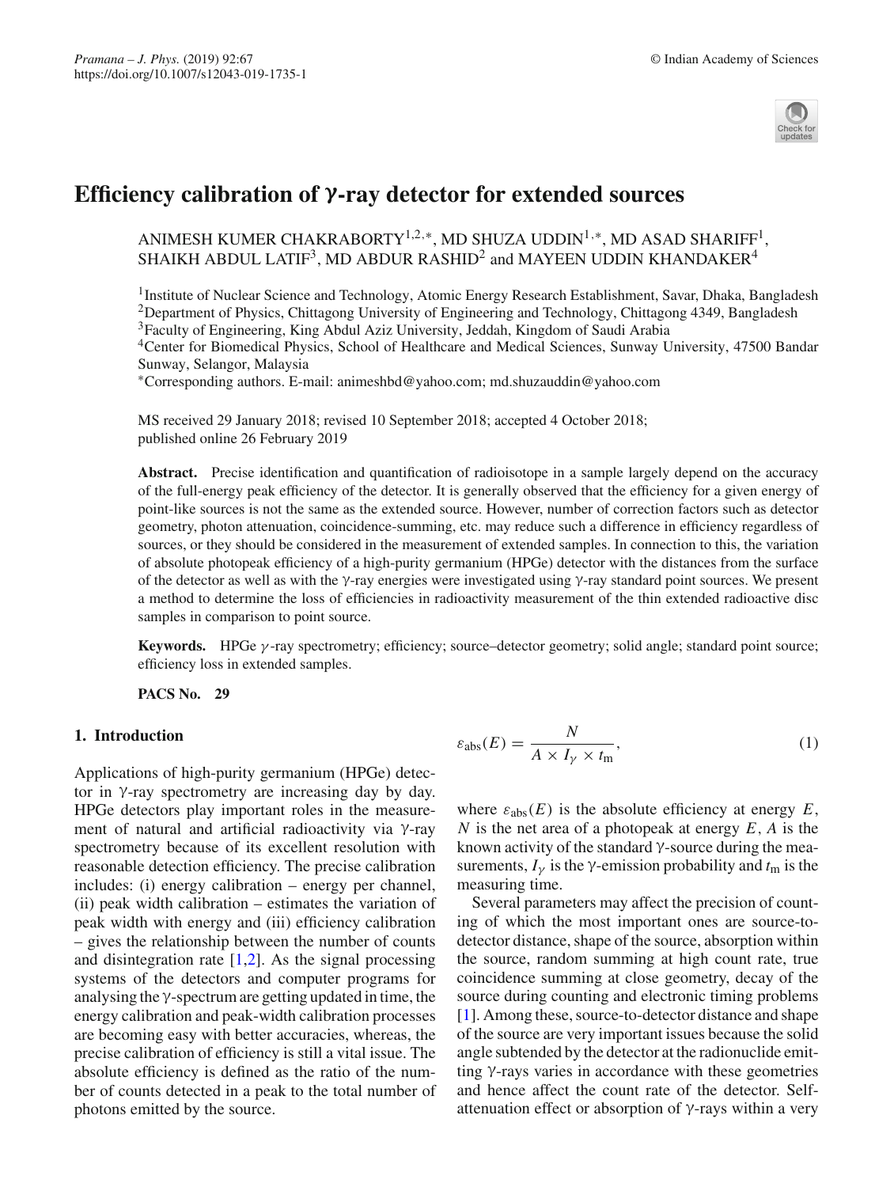# Efficiency calibration of γ-ray detector for extended sources

ANIMESH KUMER CHAKRABORTY[1,2,*], MD SHUZA UDDIN[1,*], MD ASAD SHARIFF[1], SHAIKH ABDUL LATIF[3], MD ABDUR RASHID[2] and MAYEEN UDDIN KHANDAKER[4]

[1]Institute of Nuclear Science and Technology, Atomic Energy Research Establishment, Savar, Dhaka, Bangladesh
[2]Department of Physics, Chittagong University of Engineering and Technology, Chittagong 4349, Bangladesh
[3]Faculty of Engineering, King Abdul Aziz University, Jeddah, Kingdom of Saudi Arabia
[4]Center for Biomedical Physics, School of Healthcare and Medical Sciences, Sunway University, 47500 Bandar Sunway, Selangor, Malaysia
*Corresponding authors. E-mail: animeshbd@yahoo.com; md.shuzauddin@yahoo.com

MS received 29 January 2018; revised 10 September 2018; accepted 4 October 2018; published online 26 February 2019

**Abstract.** Precise identification and quantification of radioisotope in a sample largely depend on the accuracy of the full-energy peak efficiency of the detector. It is generally observed that the efficiency for a given energy of point-like sources is not the same as the extended source. However, number of correction factors such as detector geometry, photon attenuation, coincidence-summing, etc. may reduce such a difference in efficiency regardless of sources, or they should be considered in the measurement of extended samples. In connection to this, the variation of absolute photopeak efficiency of a high-purity germanium (HPGe) detector with the distances from the surface of the detector as well as with the γ-ray energies were investigated using γ-ray standard point sources. We present a method to determine the loss of efficiencies in radioactivity measurement of the thin extended radioactive disc samples in comparison to point source.

**Keywords.** HPGe γ-ray spectrometry; efficiency; source–detector geometry; solid angle; standard point source; efficiency loss in extended samples.

**PACS No.** 29

## 1. Introduction

Applications of high-purity germanium (HPGe) detector in γ-ray spectrometry are increasing day by day. HPGe detectors play important roles in the measurement of natural and artificial radioactivity via γ-ray spectrometry because of its excellent resolution with reasonable detection efficiency. The precise calibration includes: (i) energy calibration – energy per channel, (ii) peak width calibration – estimates the variation of peak width with energy and (iii) efficiency calibration – gives the relationship between the number of counts and disintegration rate [1,2]. As the signal processing systems of the detectors and computer programs for analysing the γ-spectrum are getting updated in time, the energy calibration and peak-width calibration processes are becoming easy with better accuracies, whereas, the precise calibration of efficiency is still a vital issue. The absolute efficiency is defined as the ratio of the number of counts detected in a peak to the total number of photons emitted by the source.

$$\varepsilon_{\text{abs}}(E) = \frac{N}{A \times I_\gamma \times t_\text{m}}, \tag{1}$$

where $\varepsilon_{\text{abs}}(E)$ is the absolute efficiency at energy $E$, $N$ is the net area of a photopeak at energy $E$, $A$ is the known activity of the standard γ-source during the measurements, $I_\gamma$ is the γ-emission probability and $t_\text{m}$ is the measuring time.

Several parameters may affect the precision of counting of which the most important ones are source-to-detector distance, shape of the source, absorption within the source, random summing at high count rate, true coincidence summing at close geometry, decay of the source during counting and electronic timing problems [1]. Among these, source-to-detector distance and shape of the source are very important issues because the solid angle subtended by the detector at the radionuclide emitting γ-rays varies in accordance with these geometries and hence affect the count rate of the detector. Self-attenuation effect or absorption of γ-rays within a very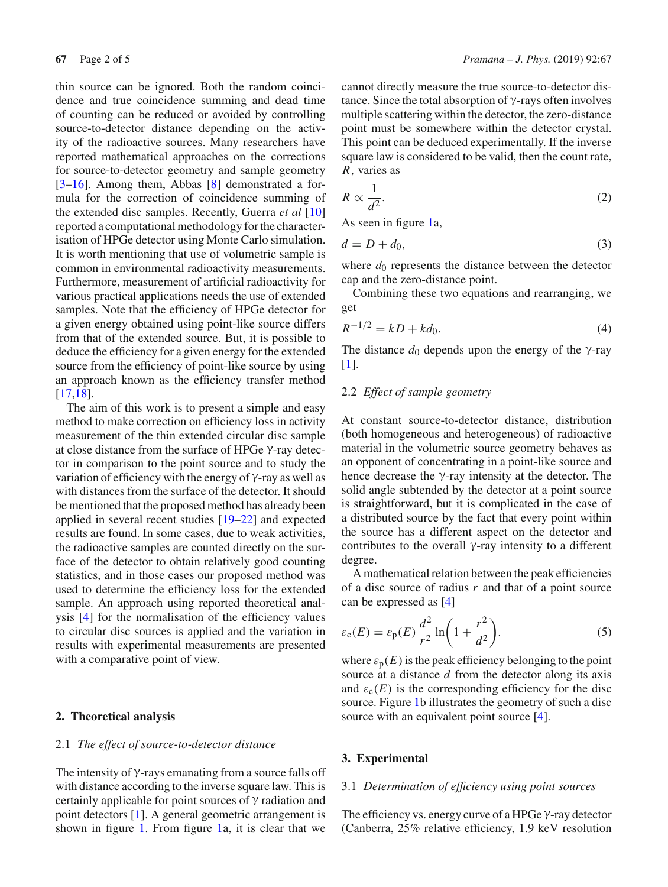thin source can be ignored. Both the random coincidence and true coincidence summing and dead time of counting can be reduced or avoided by controlling source-to-detector distance depending on the activity of the radioactive sources. Many researchers have reported mathematical approaches on the corrections for source-to-detector geometry and sample geometry [3–16]. Among them, Abbas [8] demonstrated a formula for the correction of coincidence summing of the extended disc samples. Recently, Guerra *et al* [10] reported a computational methodology for the characterisation of HPGe detector using Monte Carlo simulation. It is worth mentioning that use of volumetric sample is common in environmental radioactivity measurements. Furthermore, measurement of artificial radioactivity for various practical applications needs the use of extended samples. Note that the efficiency of HPGe detector for a given energy obtained using point-like source differs from that of the extended source. But, it is possible to deduce the efficiency for a given energy for the extended source from the efficiency of point-like source by using an approach known as the efficiency transfer method [17,18].

The aim of this work is to present a simple and easy method to make correction on efficiency loss in activity measurement of the thin extended circular disc sample at close distance from the surface of HPGe γ-ray detector in comparison to the point source and to study the variation of efficiency with the energy of γ-ray as well as with distances from the surface of the detector. It should be mentioned that the proposed method has already been applied in several recent studies [19–22] and expected results are found. In some cases, due to weak activities, the radioactive samples are counted directly on the surface of the detector to obtain relatively good counting statistics, and in those cases our proposed method was used to determine the efficiency loss for the extended sample. An approach using reported theoretical analysis [4] for the normalisation of the efficiency values to circular disc sources is applied and the variation in results with experimental measurements are presented with a comparative point of view.

## 2. Theoretical analysis

### 2.1 *The effect of source-to-detector distance*

The intensity of γ-rays emanating from a source falls off with distance according to the inverse square law. This is certainly applicable for point sources of γ radiation and point detectors [1]. A general geometric arrangement is shown in figure 1. From figure 1a, it is clear that we cannot directly measure the true source-to-detector distance. Since the total absorption of γ-rays often involves multiple scattering within the detector, the zero-distance point must be somewhere within the detector crystal. This point can be deduced experimentally. If the inverse square law is considered to be valid, then the count rate, $R$, varies as

$$R \propto \frac{1}{d^2}. \tag{2}$$

As seen in figure 1a,

$$d = D + d_0, \tag{3}$$

where $d_0$ represents the distance between the detector cap and the zero-distance point.

Combining these two equations and rearranging, we get

$$R^{-1/2} = kD + kd_0. \tag{4}$$

The distance $d_0$ depends upon the energy of the γ-ray [1].

### 2.2 *Effect of sample geometry*

At constant source-to-detector distance, distribution (both homogeneous and heterogeneous) of radioactive material in the volumetric source geometry behaves as an opponent of concentrating in a point-like source and hence decrease the γ-ray intensity at the detector. The solid angle subtended by the detector at a point source is straightforward, but it is complicated in the case of a distributed source by the fact that every point within the source has a different aspect on the detector and contributes to the overall γ-ray intensity to a different degree.

A mathematical relation between the peak efficiencies of a disc source of radius $r$ and that of a point source can be expressed as [4]

$$\varepsilon_{\mathrm{c}}(E) = \varepsilon_{\mathrm{p}}(E)\,\frac{d^2}{r^2}\ln\left(1 + \frac{r^2}{d^2}\right). \tag{5}$$

where $\varepsilon_{\mathrm{p}}(E)$ is the peak efficiency belonging to the point source at a distance $d$ from the detector along its axis and $\varepsilon_{\mathrm{c}}(E)$ is the corresponding efficiency for the disc source. Figure 1b illustrates the geometry of such a disc source with an equivalent point source [4].

## 3. Experimental

### 3.1 *Determination of efficiency using point sources*

The efficiency vs. energy curve of a HPGe γ-ray detector (Canberra, 25% relative efficiency, 1.9 keV resolution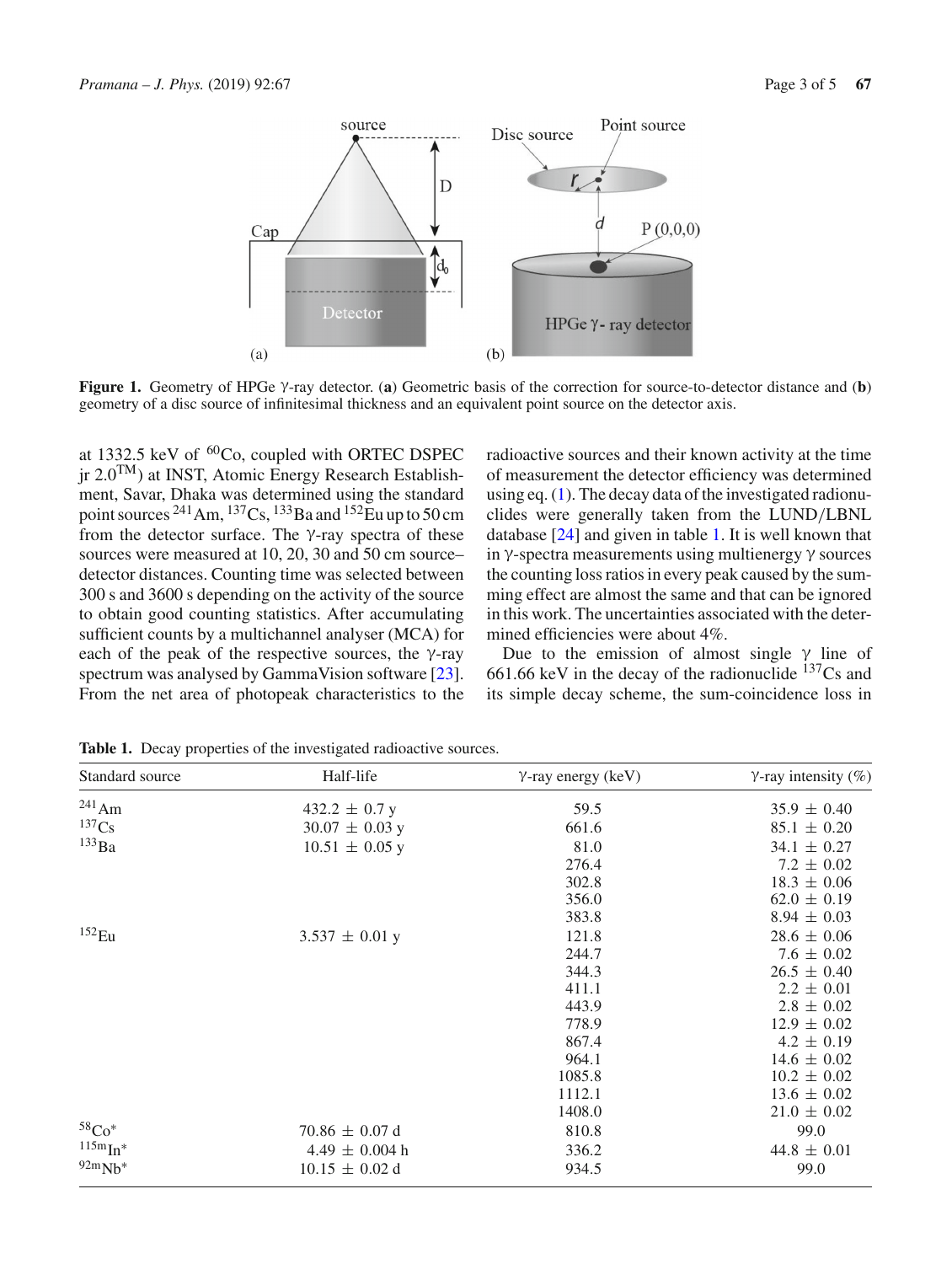**Figure 1.** Geometry of HPGe γ-ray detector. (**a**) Geometric basis of the correction for source-to-detector distance and (**b**) geometry of a disc source of infinitesimal thickness and an equivalent point source on the detector axis.

at 1332.5 keV of $^{60}$Co, coupled with ORTEC DSPEC jr 2.0$^{TM}$) at INST, Atomic Energy Research Establishment, Savar, Dhaka was determined using the standard point sources $^{241}$Am, $^{137}$Cs, $^{133}$Ba and $^{152}$Eu up to 50 cm from the detector surface. The γ-ray spectra of these sources were measured at 10, 20, 30 and 50 cm source–detector distances. Counting time was selected between 300 s and 3600 s depending on the activity of the source to obtain good counting statistics. After accumulating sufficient counts by a multichannel analyser (MCA) for each of the peak of the respective sources, the γ-ray spectrum was analysed by GammaVision software [23]. From the net area of photopeak characteristics to the radioactive sources and their known activity at the time of measurement the detector efficiency was determined using eq. (1). The decay data of the investigated radionuclides were generally taken from the LUND/LBNL database [24] and given in table 1. It is well known that in γ-spectra measurements using multienergy γ sources the counting loss ratios in every peak caused by the summing effect are almost the same and that can be ignored in this work. The uncertainties associated with the determined efficiencies were about 4%.

Due to the emission of almost single γ line of 661.66 keV in the decay of the radionuclide $^{137}$Cs and its simple decay scheme, the sum-coincidence loss in

**Table 1.** Decay properties of the investigated radioactive sources.

| Standard source | Half-life | γ-ray energy (keV) | γ-ray intensity (%) |
|---|---|---|---|
| $^{241}$Am | 432.2 ± 0.7 y | 59.5 | 35.9 ± 0.40 |
| $^{137}$Cs | 30.07 ± 0.03 y | 661.6 | 85.1 ± 0.20 |
| $^{133}$Ba | 10.51 ± 0.05 y | 81.0 | 34.1 ± 0.27 |
| | | 276.4 | 7.2 ± 0.02 |
| | | 302.8 | 18.3 ± 0.06 |
| | | 356.0 | 62.0 ± 0.19 |
| | | 383.8 | 8.94 ± 0.03 |
| $^{152}$Eu | 3.537 ± 0.01 y | 121.8 | 28.6 ± 0.06 |
| | | 244.7 | 7.6 ± 0.02 |
| | | 344.3 | 26.5 ± 0.40 |
| | | 411.1 | 2.2 ± 0.01 |
| | | 443.9 | 2.8 ± 0.02 |
| | | 778.9 | 12.9 ± 0.02 |
| | | 867.4 | 4.2 ± 0.19 |
| | | 964.1 | 14.6 ± 0.02 |
| | | 1085.8 | 10.2 ± 0.02 |
| | | 1112.1 | 13.6 ± 0.02 |
| | | 1408.0 | 21.0 ± 0.02 |
| $^{58}$Co* | 70.86 ± 0.07 d | 810.8 | 99.0 |
| $^{115m}$In* | 4.49 ± 0.004 h | 336.2 | 44.8 ± 0.01 |
| $^{92m}$Nb* | 10.15 ± 0.02 d | 934.5 | 99.0 |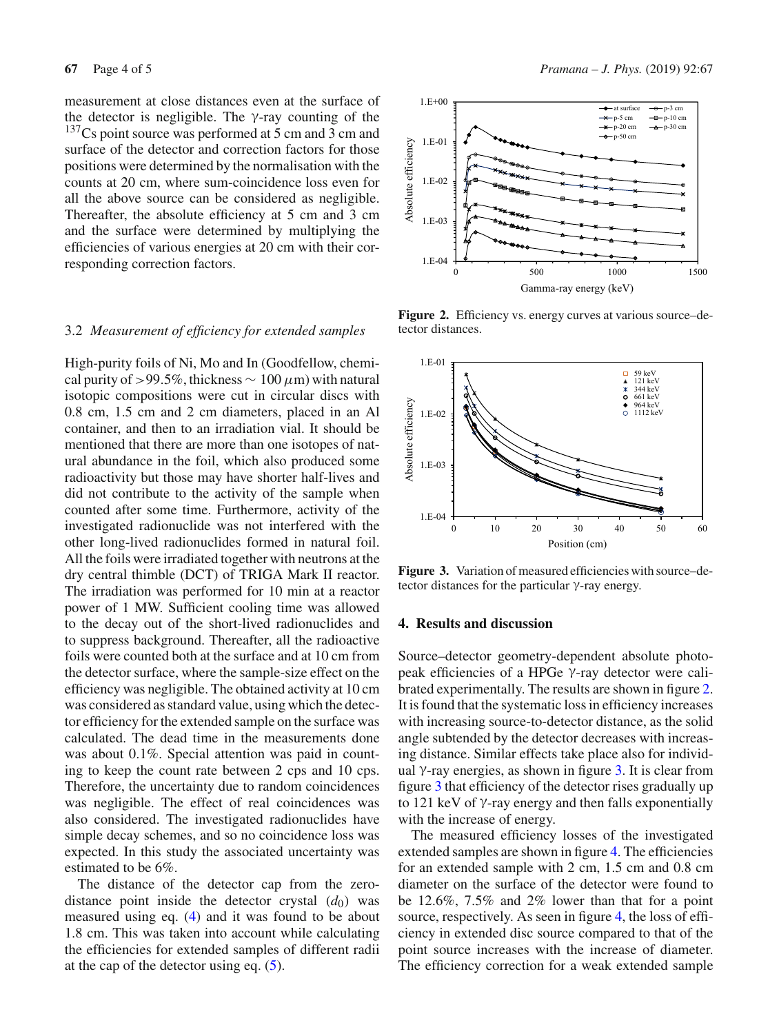measurement at close distances even at the surface of the detector is negligible. The γ-ray counting of the $^{137}$Cs point source was performed at 5 cm and 3 cm and surface of the detector and correction factors for those positions were determined by the normalisation with the counts at 20 cm, where sum-coincidence loss even for all the above source can be considered as negligible. Thereafter, the absolute efficiency at 5 cm and 3 cm and the surface were determined by multiplying the efficiencies of various energies at 20 cm with their corresponding correction factors.

### 3.2 *Measurement of efficiency for extended samples*

High-purity foils of Ni, Mo and In (Goodfellow, chemical purity of >99.5%, thickness ∼ 100 μm) with natural isotopic compositions were cut in circular discs with 0.8 cm, 1.5 cm and 2 cm diameters, placed in an Al container, and then to an irradiation vial. It should be mentioned that there are more than one isotopes of natural abundance in the foil, which also produced some radioactivity but those may have shorter half-lives and did not contribute to the activity of the sample when counted after some time. Furthermore, activity of the investigated radionuclide was not interfered with the other long-lived radionuclides formed in natural foil. All the foils were irradiated together with neutrons at the dry central thimble (DCT) of TRIGA Mark II reactor. The irradiation was performed for 10 min at a reactor power of 1 MW. Sufficient cooling time was allowed to the decay out of the short-lived radionuclides and to suppress background. Thereafter, all the radioactive foils were counted both at the surface and at 10 cm from the detector surface, where the sample-size effect on the efficiency was negligible. The obtained activity at 10 cm was considered as standard value, using which the detector efficiency for the extended sample on the surface was calculated. The dead time in the measurements done was about 0.1%. Special attention was paid in counting to keep the count rate between 2 cps and 10 cps. Therefore, the uncertainty due to random coincidences was negligible. The effect of real coincidences was also considered. The investigated radionuclides have simple decay schemes, and so no coincidence loss was expected. In this study the associated uncertainty was estimated to be 6%.

The distance of the detector cap from the zero-distance point inside the detector crystal ($d_0$) was measured using eq. (4) and it was found to be about 1.8 cm. This was taken into account while calculating the efficiencies for extended samples of different radii at the cap of the detector using eq. (5).

**Figure 2.** Efficiency vs. energy curves at various source–detector distances.

**Figure 3.** Variation of measured efficiencies with source–detector distances for the particular γ-ray energy.

## 4. Results and discussion

Source–detector geometry-dependent absolute photopeak efficiencies of a HPGe γ-ray detector were calibrated experimentally. The results are shown in figure 2. It is found that the systematic loss in efficiency increases with increasing source-to-detector distance, as the solid angle subtended by the detector decreases with increasing distance. Similar effects take place also for individual γ-ray energies, as shown in figure 3. It is clear from figure 3 that efficiency of the detector rises gradually up to 121 keV of γ-ray energy and then falls exponentially with the increase of energy.

The measured efficiency losses of the investigated extended samples are shown in figure 4. The efficiencies for an extended sample with 2 cm, 1.5 cm and 0.8 cm diameter on the surface of the detector were found to be 12.6%, 7.5% and 2% lower than that for a point source, respectively. As seen in figure 4, the loss of efficiency in extended disc source compared to that of the point source increases with the increase of diameter. The efficiency correction for a weak extended sample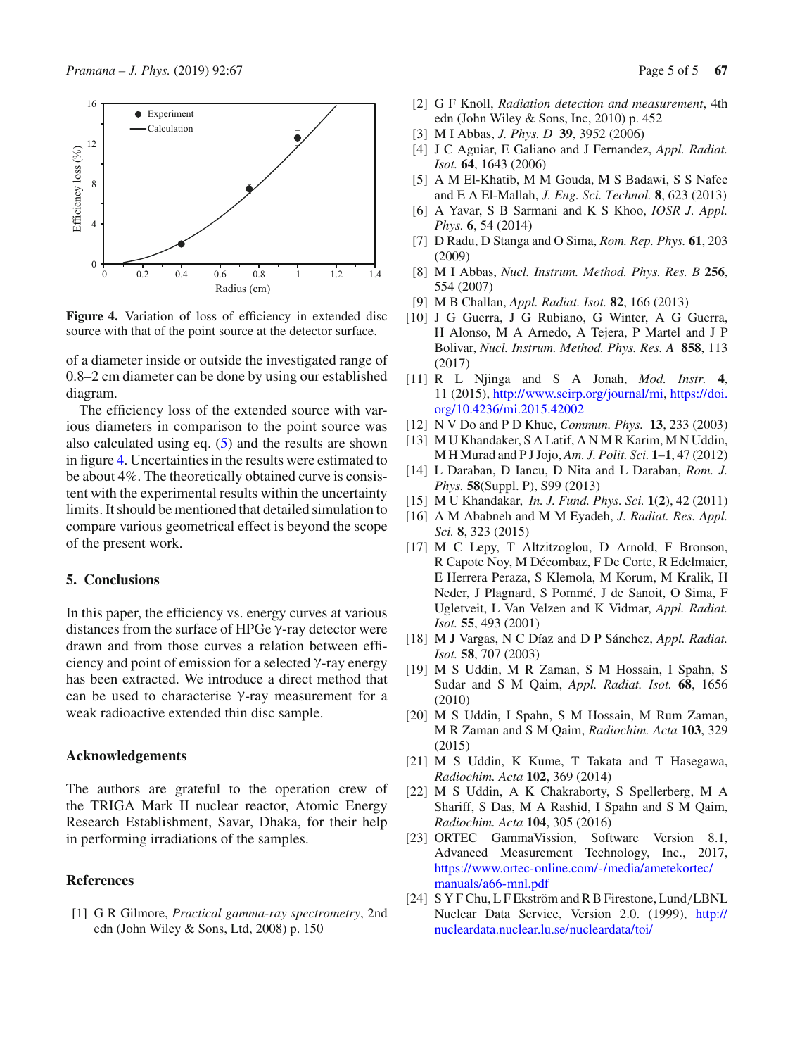Experiment
Calculation
Efficiency loss (%)
Radius (cm)
0
4
8
12
16
0
0.2
0.4
0.6
0.8
1
1.2
1.4

**Figure 4.** Variation of loss of efficiency in extended disc source with that of the point source at the detector surface.

of a diameter inside or outside the investigated range of 0.8–2 cm diameter can be done by using our established diagram.

The efficiency loss of the extended source with various diameters in comparison to the point source was also calculated using eq. (5) and the results are shown in figure 4. Uncertainties in the results were estimated to be about 4%. The theoretically obtained curve is consistent with the experimental results within the uncertainty limits. It should be mentioned that detailed simulation to compare various geometrical effect is beyond the scope of the present work.

## 5. Conclusions

In this paper, the efficiency vs. energy curves at various distances from the surface of HPGe $\gamma$-ray detector were drawn and from those curves a relation between efficiency and point of emission for a selected $\gamma$-ray energy has been extracted. We introduce a direct method that can be used to characterise $\gamma$-ray measurement for a weak radioactive extended thin disc sample.

## Acknowledgements

The authors are grateful to the operation crew of the TRIGA Mark II nuclear reactor, Atomic Energy Research Establishment, Savar, Dhaka, for their help in performing irradiations of the samples.

## References

[1] G R Gilmore, *Practical gamma-ray spectrometry*, 2nd edn (John Wiley & Sons, Ltd, 2008) p. 150

[2] G F Knoll, *Radiation detection and measurement*, 4th edn (John Wiley & Sons, Inc, 2010) p. 452

[3] M I Abbas, *J. Phys. D* **39**, 3952 (2006)

[4] J C Aguiar, E Galiano and J Fernandez, *Appl. Radiat. Isot.* **64**, 1643 (2006)

[5] A M El-Khatib, M M Gouda, M S Badawi, S S Nafee and E A El-Mallah, *J. Eng. Sci. Technol.* **8**, 623 (2013)

[6] A Yavar, S B Sarmani and K S Khoo, *IOSR J. Appl. Phys.* **6**, 54 (2014)

[7] D Radu, D Stanga and O Sima, *Rom. Rep. Phys.* **61**, 203 (2009)

[8] M I Abbas, *Nucl. Instrum. Method. Phys. Res. B* **256**, 554 (2007)

[9] M B Challan, *Appl. Radiat. Isot.* **82**, 166 (2013)

[10] J G Guerra, J G Rubiano, G Winter, A G Guerra, H Alonso, M A Arnedo, A Tejera, P Martel and J P Bolivar, *Nucl. Instrum. Method. Phys. Res. A* **858**, 113 (2017)

[11] R L Njinga and S A Jonah, *Mod. Instr.* **4**, 11 (2015), http://www.scirp.org/journal/mi, https://doi.org/10.4236/mi.2015.42002

[12] N V Do and P D Khue, *Commun. Phys.* **13**, 233 (2003)

[13] M U Khandaker, S A Latif, A N M R Karim, M N Uddin, M H Murad and P J Jojo, *Am. J. Polit. Sci.* **1–1**, 47 (2012)

[14] L Daraban, D Iancu, D Nita and L Daraban, *Rom. J. Phys.* **58**(Suppl. P), S99 (2013)

[15] M U Khandakar, *In. J. Fund. Phys. Sci.* **1**(**2**), 42 (2011)

[16] A M Ababneh and M M Eyadeh, *J. Radiat. Res. Appl. Sci.* **8**, 323 (2015)

[17] M C Lepy, T Altzitzoglou, D Arnold, F Bronson, R Capote Noy, M Décombaz, F De Corte, R Edelmaier, E Herrera Peraza, S Klemola, M Korum, M Kralik, H Neder, J Plagnard, S Pommé, J de Sanoit, O Sima, F Ugletveit, L Van Velzen and K Vidmar, *Appl. Radiat. Isot.* **55**, 493 (2001)

[18] M J Vargas, N C Díaz and D P Sánchez, *Appl. Radiat. Isot.* **58**, 707 (2003)

[19] M S Uddin, M R Zaman, S M Hossain, I Spahn, S Sudar and S M Qaim, *Appl. Radiat. Isot.* **68**, 1656 (2010)

[20] M S Uddin, I Spahn, S M Hossain, M Rum Zaman, M R Zaman and S M Qaim, *Radiochim. Acta* **103**, 329 (2015)

[21] M S Uddin, K Kume, T Takata and T Hasegawa, *Radiochim. Acta* **102**, 369 (2014)

[22] M S Uddin, A K Chakraborty, S Spellerberg, M A Shariff, S Das, M A Rashid, I Spahn and S M Qaim, *Radiochim. Acta* **104**, 305 (2016)

[23] ORTEC GammaVission, Software Version 8.1, Advanced Measurement Technology, Inc., 2017, https://www.ortec-online.com/-/media/ametekortec/manuals/a66-mnl.pdf

[24] S Y F Chu, L F Ekström and R B Firestone, Lund/LBNL Nuclear Data Service, Version 2.0. (1999), http://nucleardata.nuclear.lu.se/nucleardata/toi/